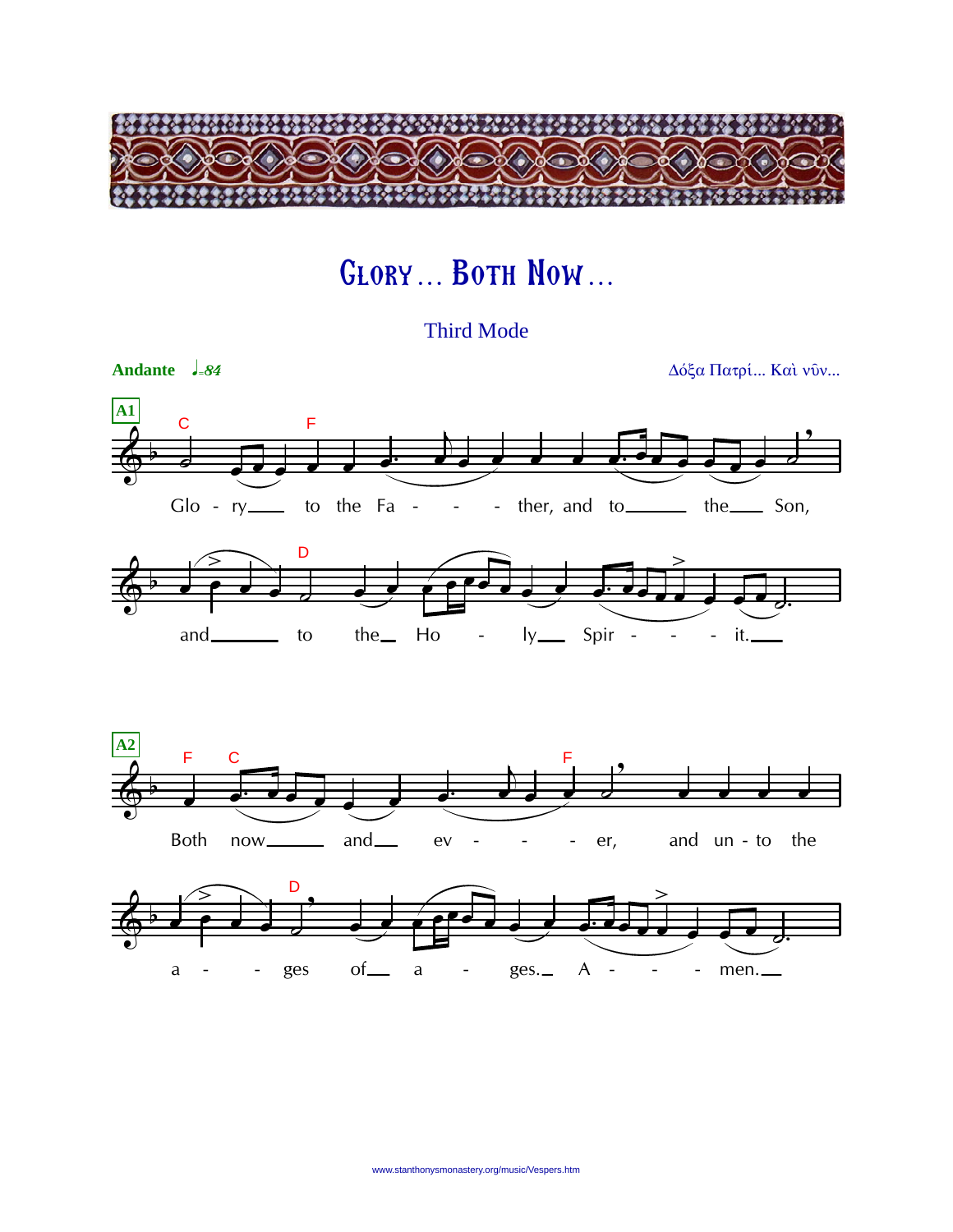# Glory… Both Now…

Third Mode

**Andante** ♩=84

Δόξα Πατρί... Καὶ νῦν...

**A1**

Glo - ry to the Fa - - - ther, and to the Son,

and to the Ho - ly Spir - - - it.

**A2**

Both now and ev - - - er, and un - to the

a - - ges of a - ges. A - - - men.

www.stanthonysmonastery.org/music/Vespers.htm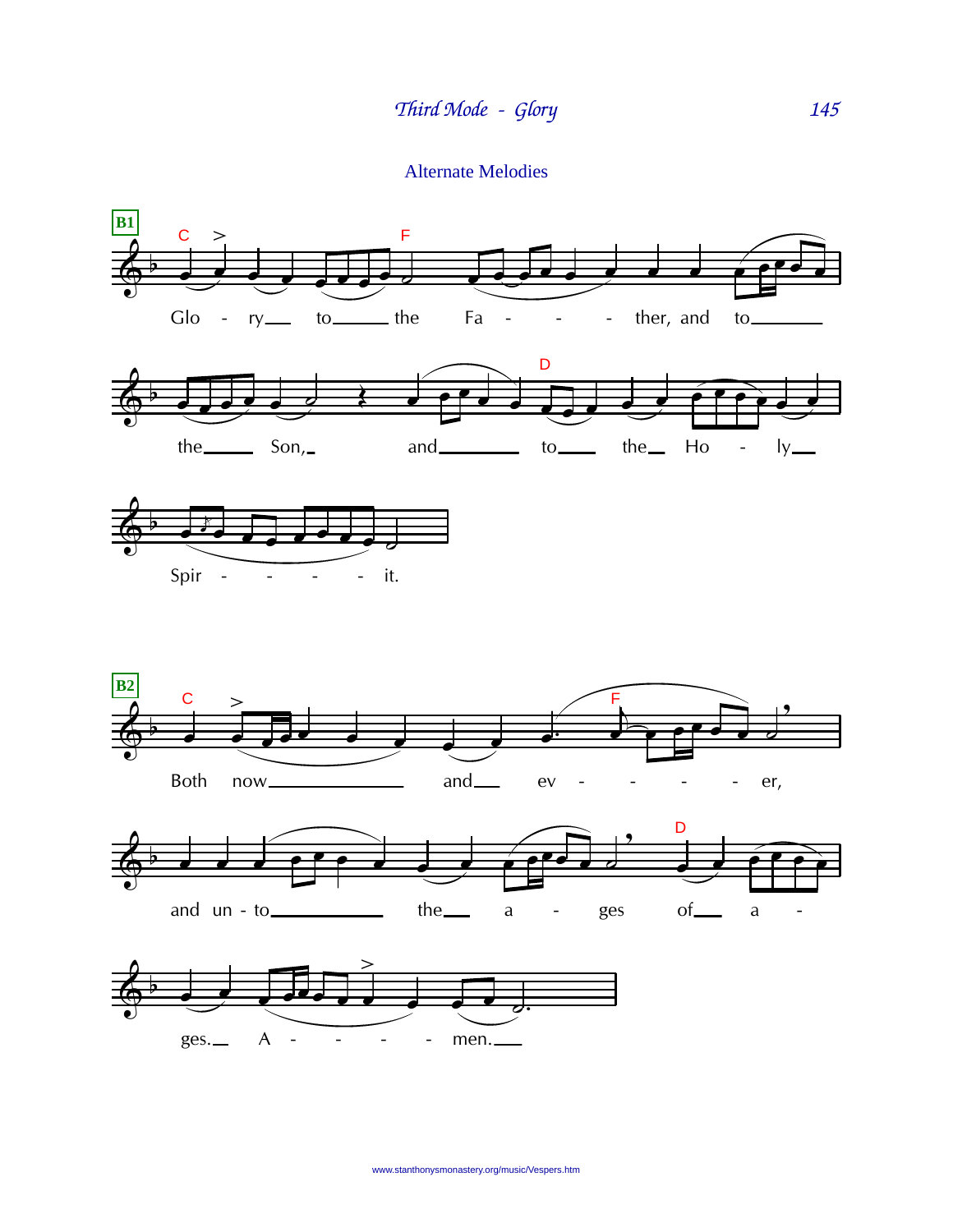## Alternate Melodies

**B1**

Glo - ry to the Fa - - - ther, and to the Son, and to the Ho - ly Spir - - - - it.

**B2**

Both now and ev - - - - er, and un - to the a - ges of a - ges. A - - - - men.

www.stanthonysmonastery.org/music/Vespers.htm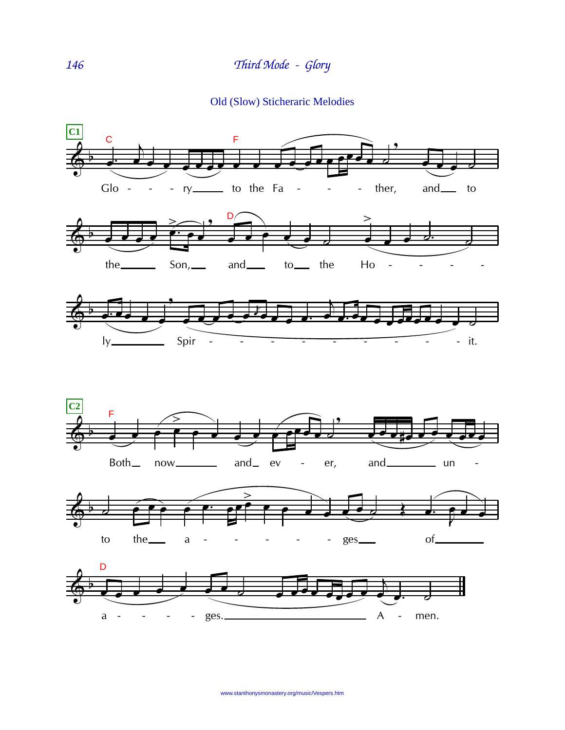## Old (Slow) Sticheraric Melodies

**C1**

Glo - - - ry to the Fa - - - ther, and to

the Son, and to the Ho - - - -

ly Spir - - - - - - - - - it.

**C2**

Both now and ev - er, and un -

to the a - - - - - ges of

a - - - - ges. A - men.

www.stanthonysmonastery.org/music/Vespers.htm